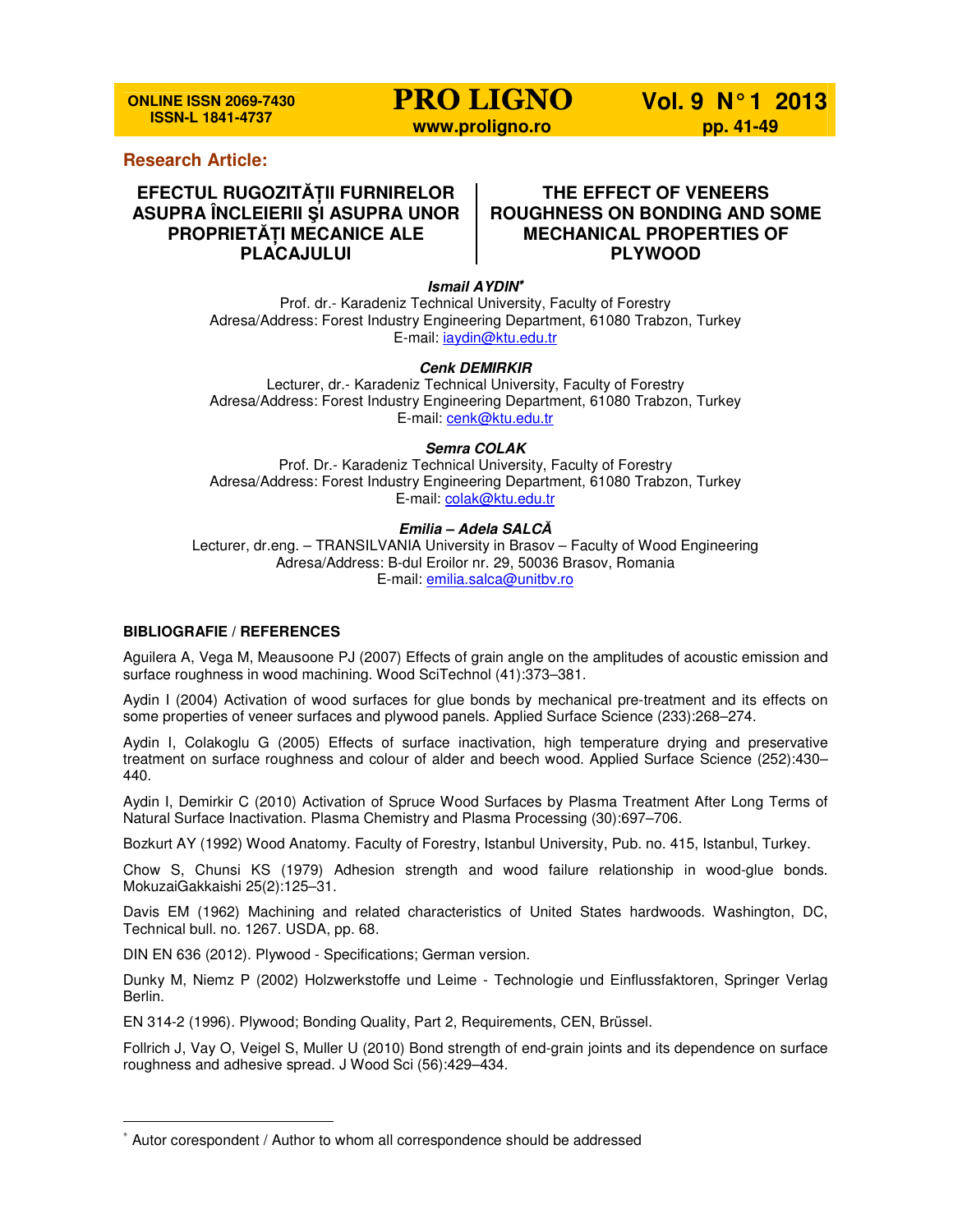**Research Article:**

# EFECTUL RUGOZITĂȚII FURNIRELOR ASUPRA ÎNCLEIERII ŞI ASUPRA UNOR PROPRIETĂȚI MECANICE ALE PLACAJULUI

# THE EFFECT OF VENEERS ROUGHNESS ON BONDING AND SOME MECHANICAL PROPERTIES OF PLYWOOD

***Ismail AYDIN****
Prof. dr.- Karadeniz Technical University, Faculty of Forestry
Adresa/Address: Forest Industry Engineering Department, 61080 Trabzon, Turkey
E-mail: iaydin@ktu.edu.tr

***Cenk DEMIRKIR***
Lecturer, dr.- Karadeniz Technical University, Faculty of Forestry
Adresa/Address: Forest Industry Engineering Department, 61080 Trabzon, Turkey
E-mail: cenk@ktu.edu.tr

***Semra COLAK***
Prof. Dr.- Karadeniz Technical University, Faculty of Forestry
Adresa/Address: Forest Industry Engineering Department, 61080 Trabzon, Turkey
E-mail: colak@ktu.edu.tr

***Emilia – Adela SALCĂ***
Lecturer, dr.eng. – TRANSILVANIA University in Brasov – Faculty of Wood Engineering
Adresa/Address: B-dul Eroilor nr. 29, 50036 Brasov, Romania
E-mail: emilia.salca@unitbv.ro

## BIBLIOGRAFIE / REFERENCES

Aguilera A, Vega M, Meausoone PJ (2007) Effects of grain angle on the amplitudes of acoustic emission and surface roughness in wood machining. Wood SciTechnol (41):373–381.

Aydin I (2004) Activation of wood surfaces for glue bonds by mechanical pre-treatment and its effects on some properties of veneer surfaces and plywood panels. Applied Surface Science (233):268–274.

Aydin I, Colakoglu G (2005) Effects of surface inactivation, high temperature drying and preservative treatment on surface roughness and colour of alder and beech wood. Applied Surface Science (252):430–440.

Aydin I, Demirkir C (2010) Activation of Spruce Wood Surfaces by Plasma Treatment After Long Terms of Natural Surface Inactivation. Plasma Chemistry and Plasma Processing (30):697–706.

Bozkurt AY (1992) Wood Anatomy. Faculty of Forestry, Istanbul University, Pub. no. 415, Istanbul, Turkey.

Chow S, Chunsi KS (1979) Adhesion strength and wood failure relationship in wood-glue bonds. MokuzaiGakkaishi 25(2):125–31.

Davis EM (1962) Machining and related characteristics of United States hardwoods. Washington, DC, Technical bull. no. 1267. USDA, pp. 68.

DIN EN 636 (2012). Plywood - Specifications; German version.

Dunky M, Niemz P (2002) Holzwerkstoffe und Leime - Technologie und Einflussfaktoren, Springer Verlag Berlin.

EN 314-2 (1996). Plywood; Bonding Quality, Part 2, Requirements, CEN, Brüssel.

Follrich J, Vay O, Veigel S, Muller U (2010) Bond strength of end-grain joints and its dependence on surface roughness and adhesive spread. J Wood Sci (56):429–434.

* Autor corespondent / Author to whom all correspondence should be addressed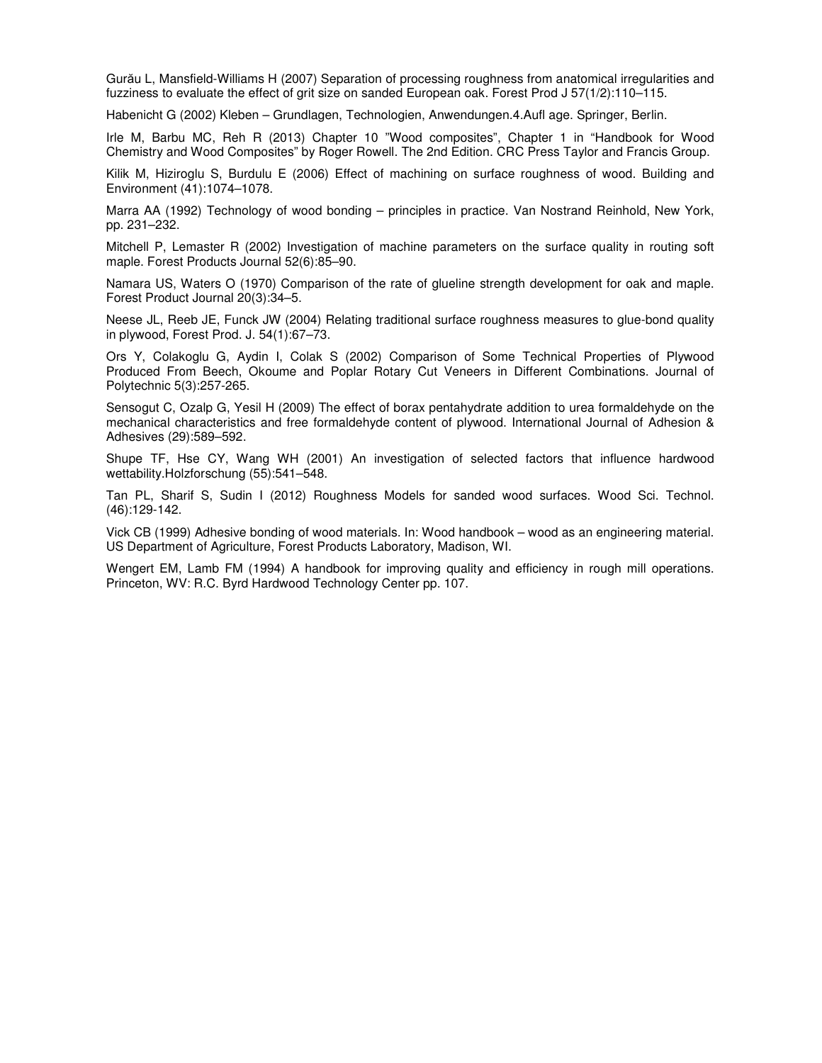Gurău L, Mansfield-Williams H (2007) Separation of processing roughness from anatomical irregularities and fuzziness to evaluate the effect of grit size on sanded European oak. Forest Prod J 57(1/2):110–115.

Habenicht G (2002) Kleben – Grundlagen, Technologien, Anwendungen.4.Aufl age. Springer, Berlin.

Irle M, Barbu MC, Reh R (2013) Chapter 10 "Wood composites", Chapter 1 in "Handbook for Wood Chemistry and Wood Composites" by Roger Rowell. The 2nd Edition. CRC Press Taylor and Francis Group.

Kilik M, Hiziroglu S, Burdulu E (2006) Effect of machining on surface roughness of wood. Building and Environment (41):1074–1078.

Marra AA (1992) Technology of wood bonding – principles in practice. Van Nostrand Reinhold, New York, pp. 231–232.

Mitchell P, Lemaster R (2002) Investigation of machine parameters on the surface quality in routing soft maple. Forest Products Journal 52(6):85–90.

Namara US, Waters O (1970) Comparison of the rate of glueline strength development for oak and maple. Forest Product Journal 20(3):34–5.

Neese JL, Reeb JE, Funck JW (2004) Relating traditional surface roughness measures to glue-bond quality in plywood, Forest Prod. J. 54(1):67–73.

Ors Y, Colakoglu G, Aydin I, Colak S (2002) Comparison of Some Technical Properties of Plywood Produced From Beech, Okoume and Poplar Rotary Cut Veneers in Different Combinations. Journal of Polytechnic 5(3):257-265.

Sensogut C, Ozalp G, Yesil H (2009) The effect of borax pentahydrate addition to urea formaldehyde on the mechanical characteristics and free formaldehyde content of plywood. International Journal of Adhesion & Adhesives (29):589–592.

Shupe TF, Hse CY, Wang WH (2001) An investigation of selected factors that influence hardwood wettability.Holzforschung (55):541–548.

Tan PL, Sharif S, Sudin I (2012) Roughness Models for sanded wood surfaces. Wood Sci. Technol. (46):129-142.

Vick CB (1999) Adhesive bonding of wood materials. In: Wood handbook – wood as an engineering material. US Department of Agriculture, Forest Products Laboratory, Madison, WI.

Wengert EM, Lamb FM (1994) A handbook for improving quality and efficiency in rough mill operations. Princeton, WV: R.C. Byrd Hardwood Technology Center pp. 107.